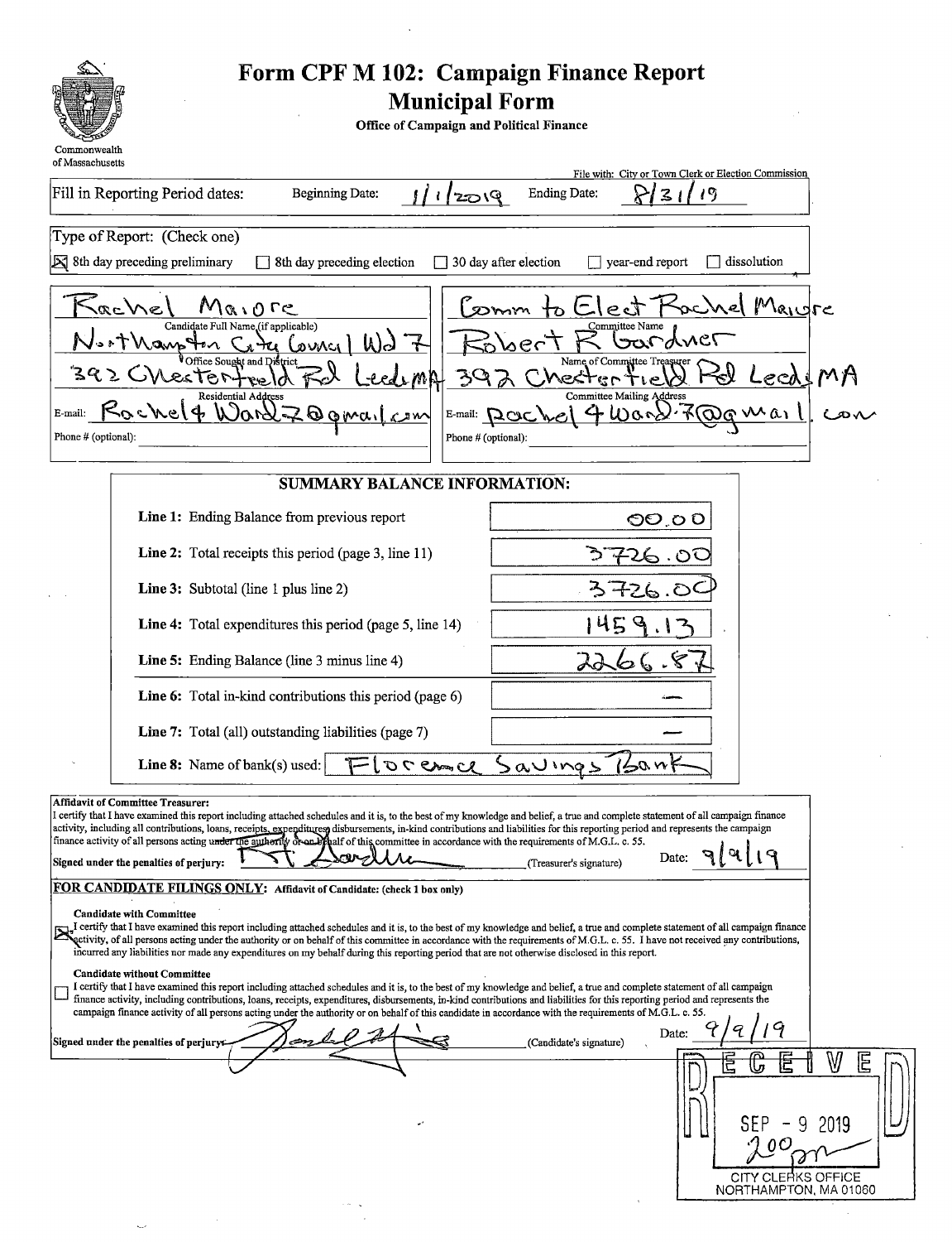Commonwealth of Massachusetts

# Form CPF M 102: Campaign Finance Report
## Municipal Form

**Office of Campaign and Political Finance**

File with: City or Town Clerk or Election Commission

Fill in Reporting Period dates: Beginning Date: 1/1/2019 Ending Date: 8/31/19

Type of Report: (Check one)

- [x] 8th day preceding preliminary
- [ ] 8th day preceding election
- [ ] 30 day after election
- [ ] year-end report
- [ ] dissolution

| | |
|---|---|
| Rachel Maiore | Comm to Elect Rachel Maiore |
| Candidate Full Name (if applicable) | Committee Name |
| Northampton City Council Wd 7 | Robert R Gardner |
| Office Sought and District | Name of Committee Treasurer |
| 392 Chesterfield Rd Leeds MA | 392 Chesterfield Rd Leeds MA |
| Residential Address | Committee Mailing Address |
| E-mail: Rachel4Ward7@gmail.com | E-mail: Rachel4Ward7@gmail.com |
| Phone # (optional): | Phone # (optional): |

**SUMMARY BALANCE INFORMATION:**

| | |
|---|---|
| **Line 1:** Ending Balance from previous report | 00.00 |
| **Line 2:** Total receipts this period (page 3, line 11) | 3726.00 |
| **Line 3:** Subtotal (line 1 plus line 2) | 3726.00 |
| **Line 4:** Total expenditures this period (page 5, line 14) | 1459.13 |
| **Line 5:** Ending Balance (line 3 minus line 4) | 2266.87 |
| **Line 6:** Total in-kind contributions this period (page 6) | — |
| **Line 7:** Total (all) outstanding liabilities (page 7) | — |
| **Line 8:** Name of bank(s) used: | Florence Savings Bank |

**Affidavit of Committee Treasurer:**
I certify that I have examined this report including attached schedules and it is, to the best of my knowledge and belief, a true and complete statement of all campaign finance activity, including all contributions, loans, receipts, expenditures, disbursements, in-kind contributions and liabilities for this reporting period and represents the campaign finance activity of all persons acting under the authority or on behalf of this committee in accordance with the requirements of M.G.L. c. 55.

**Signed under the penalties of perjury:** [signature] (Treasurer's signature) Date: 9/9/19

**FOR CANDIDATE FILINGS ONLY:** Affidavit of Candidate: (check 1 box only)

- [x] **Candidate with Committee**
I certify that I have examined this report including attached schedules and it is, to the best of my knowledge and belief, a true and complete statement of all campaign finance activity, of all persons acting under the authority or on behalf of this committee in accordance with the requirements of M.G.L. c. 55. I have not received any contributions, incurred any liabilities nor made any expenditures on my behalf during this reporting period that are not otherwise disclosed in this report.

- [ ] **Candidate without Committee**
I certify that I have examined this report including attached schedules and it is, to the best of my knowledge and belief, a true and complete statement of all campaign finance activity, including contributions, loans, receipts, expenditures, disbursements, in-kind contributions and liabilities for this reporting period and represents the campaign finance activity of all persons acting under the authority or on behalf of this candidate in accordance with the requirements of M.G.L. c. 55.

**Signed under the penalties of perjury:** [signature] (Candidate's signature) Date: 9/9/19

RECEIVED
SEP - 9 2019
2:00 pm
CITY CLERKS OFFICE
NORTHAMPTON, MA 01060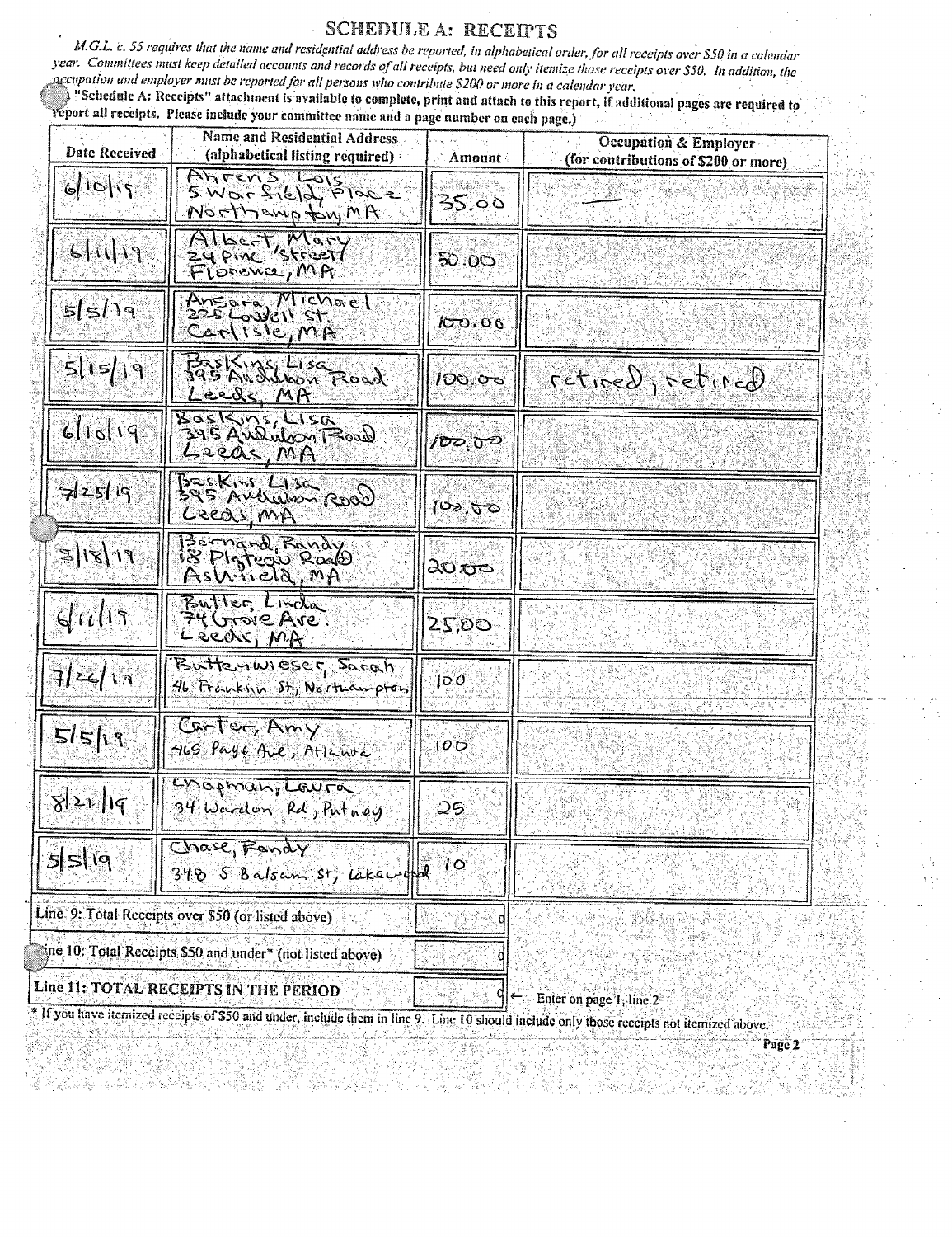# SCHEDULE A: RECEIPTS

*M.G.L. c. 55 requires that the name and residential address be reported, in alphabetical order, for all receipts over $50 in a calendar year. Committees must keep detailed accounts and records of all receipts, but need only itemize those receipts over $50. In addition, the occupation and employer must be reported for all persons who contribute $200 or more in a calendar year.*

("Schedule A: Receipts" attachment is available to complete, print and attach to this report, if additional pages are required to report all receipts. Please include your committee name and a page number on each page.)

| Date Received | Name and Residential Address (alphabetical listing required) | Amount | Occupation & Employer (for contributions of $200 or more) |
|---|---|---|---|
| 6/10/19 | Ahrens, Lois 5 Warfield Place Northampton, MA | 35.00 | — |
| 6/11/19 | Albert, Mary 24 Pine Street Florence, MA | 50.00 | |
| 5/5/19 | Ansara, Michael 225 Lowell St. Carlisle, MA | 100.00 | |
| 5/15/19 | Baskins, Lisa 395 Audubon Road Leeds, MA | 100.00 | retired, retired |
| 6/10/19 | Baskins, Lisa 395 Audubon Road Leeds, MA | 100.00 | |
| 7/25/19 | Baskins, Lisa 395 Audubon Road Leeds, MA | 100.00 | |
| 3/18/19 | Bernard, Randy 18 Plateau Road Ashfield, MA | 20.00 | |
| 6/11/19 | Butler, Linda 74 Grove Ave. Leeds, MA | 25.00 | |
| 7/26/19 | Buttenwieser, Sarah 46 Franklin St, Northampton | 100 | |
| 5/5/19 | Carter, Amy 465 Page Ave, Atlanta | 100 | |
| 8/21/19 | Chapman, Laura 34 Wardon Rd, Putney | 25 | |
| 5/5/19 | Chase, Randy 348 S Balsam St, Lakewood | 10 | |

| | |
|---|---|
| Line 9: Total Receipts over $50 (or listed above) | |
| Line 10: Total Receipts $50 and under* (not listed above) | |
| **Line 11: TOTAL RECEIPTS IN THE PERIOD** | ← Enter on page 1, line 2 |

\* If you have itemized receipts of $50 and under, include them in line 9. Line 10 should include only those receipts not itemized above.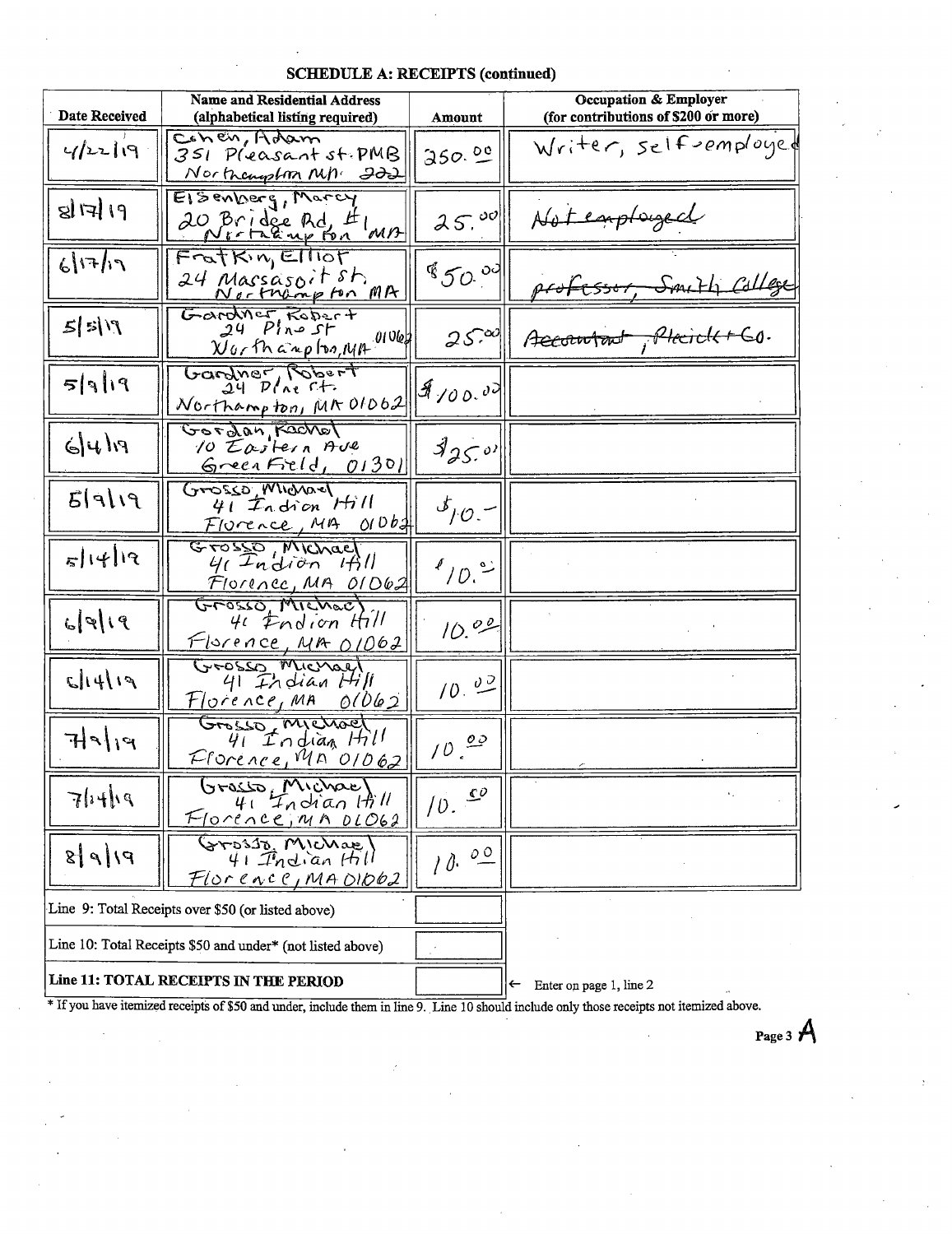## SCHEDULE A: RECEIPTS (continued)

| Date Received | Name and Residential Address (alphabetical listing required) | Amount | Occupation & Employer (for contributions of $200 or more) |
|---|---|---|---|
| 4/22/19 | Cohen, Adam 351 Pleasant st. PMB Northampton MA 222 | 250.00 | Writer, self-employed |
| 8/17/19 | Eisenberg, Marcy 20 Bridge Rd, #1 Northampton MA | 25.00 | Not employed |
| 6/17/19 | Fratkin, Elliot 24 Massasoit St. Northampton MA | $50.00 | professor, Smith College |
| 5/5/19 | Gardner, Robert 24 Pine St Northampton, MA 01062 | 25.00 | Accountant, Pleick + Co. |
| 5/9/19 | Gardner, Robert 24 Pine St. Northampton, MA 01062 | $100.00 | |
| 6/4/19 | Gordon, Rachel 10 Eastern Ave Greenfield, 01301 | $25.00 | |
| 5/9/19 | Grosso, Michael 41 Indian Hill Florence, MA 01062 | $10.- | |
| 5/14/19 | Grosso, Michael 41 Indian Hill Florence, MA 01062 | $10.00 | |
| 6/9/19 | Grosso, Michael 41 Indian Hill Florence, MA 01062 | 10.00 | |
| 6/14/19 | Grosso, Michael 41 Indian Hill Florence, MA 01062 | 10.00 | |
| 7/9/19 | Grosso, Michael 41 Indian Hill Florence, MA 01062 | 10.00 | |
| 7/14/19 | Grosso, Michael 41 Indian Hill Florence, MA 01062 | 10.00 | |
| 8/9/19 | Grosso, Michael 41 Indian Hill Florence, MA 01062 | 10.00 | |
| Line 9: Total Receipts over $50 (or listed above) | | | |
| Line 10: Total Receipts $50 and under* (not listed above) | | | |
| **Line 11: TOTAL RECEIPTS IN THE PERIOD** | | | ← Enter on page 1, line 2 |

\* If you have itemized receipts of $50 and under, include them in line 9. Line 10 should include only those receipts not itemized above.

A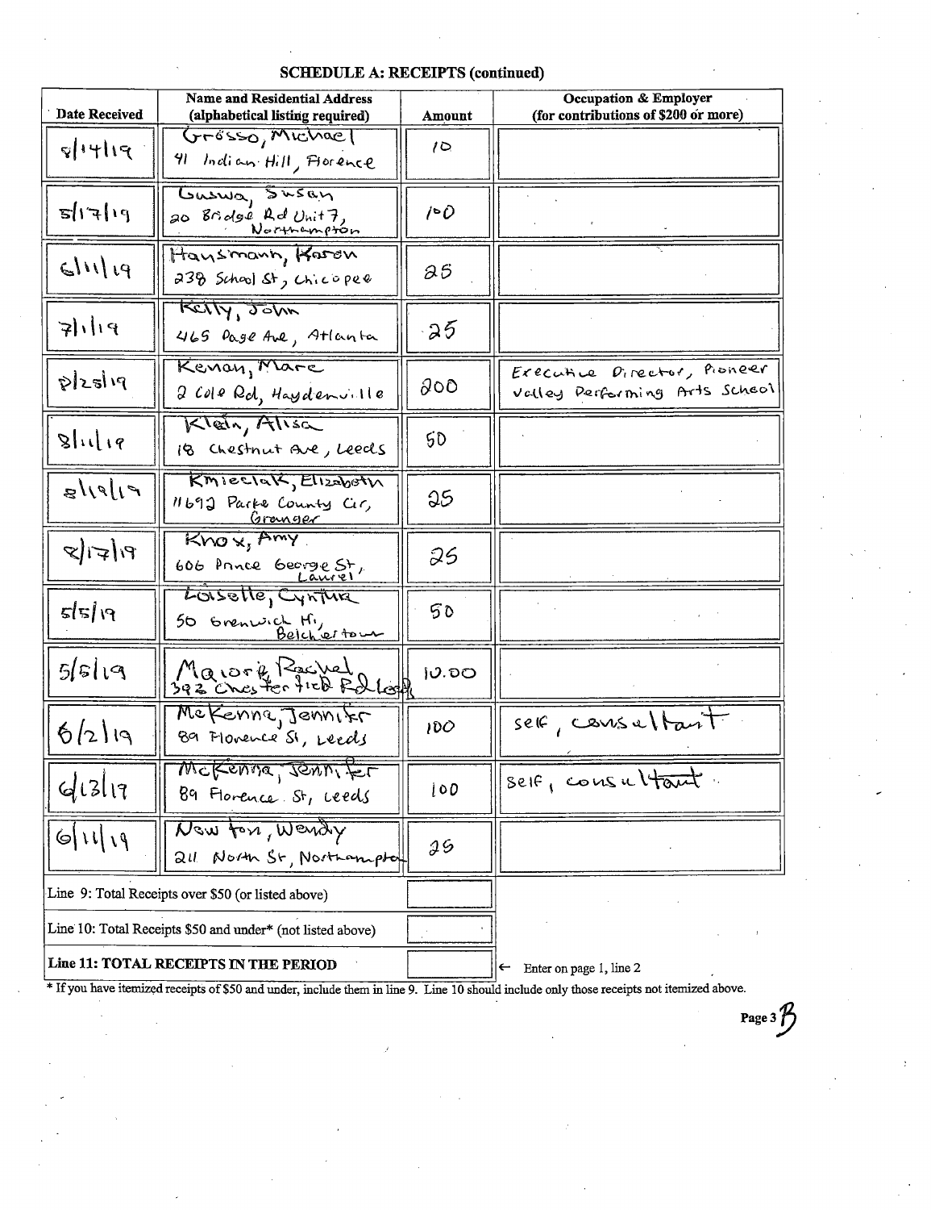## SCHEDULE A: RECEIPTS (continued)

| Date Received | Name and Residential Address (alphabetical listing required) | Amount | Occupation & Employer (for contributions of $200 or more) |
|---|---|---|---|
| 8/14/19 | Grosso, Michael 41 Indian Hill, Florence | 10 | |
| 5/17/19 | Guswa, Susan 20 Bridge Rd Unit 7, Northampton | 100 | |
| 6/11/19 | Hausmann, Karen 238 School St, Chicopee | 25 | |
| 7/1/19 | Kelly, John 465 Page Ave, Atlanta | 25 | |
| 8/28/19 | Kenan, Marc 2 Cole Rd, Haydenville | 200 | Executive Director, Pioneer Valley Performing Arts School |
| 8/11/19 | Klein, Alisa 18 Chestnut Ave, Leeds | 50 | |
| 8/19/19 | Kmieciak, Elizabeth 11692 Parke County Cir, Granger | 25 | |
| 8/17/19 | Knox, Amy 606 Prince George St, Laurel | 25 | |
| 5/5/19 | Loiselle, Cynthia 50 Greenwich Hi, Belchertown | 50 | |
| 5/5/19 | Maiorif, Rachel 392 Chesterfield Rd Leeds | 10.00 | |
| 6/2/19 | McKenna, Jennifer 89 Florence St, Leeds | 100 | self, consultant |
| 6/13/19 | McKenna, Jennifer 89 Florence St, Leeds | 100 | self, consultant |
| 6/11/19 | Newton, Wendy 211 North St, Northampton | 25 | |

| | |
|---|---|
| Line 9: Total Receipts over $50 (or listed above) | |
| Line 10: Total Receipts $50 and under* (not listed above) | |
| **Line 11: TOTAL RECEIPTS IN THE PERIOD** | ← Enter on page 1, line 2 |

* If you have itemized receipts of $50 and under, include them in line 9. Line 10 should include only those receipts not itemized above.

Page 3B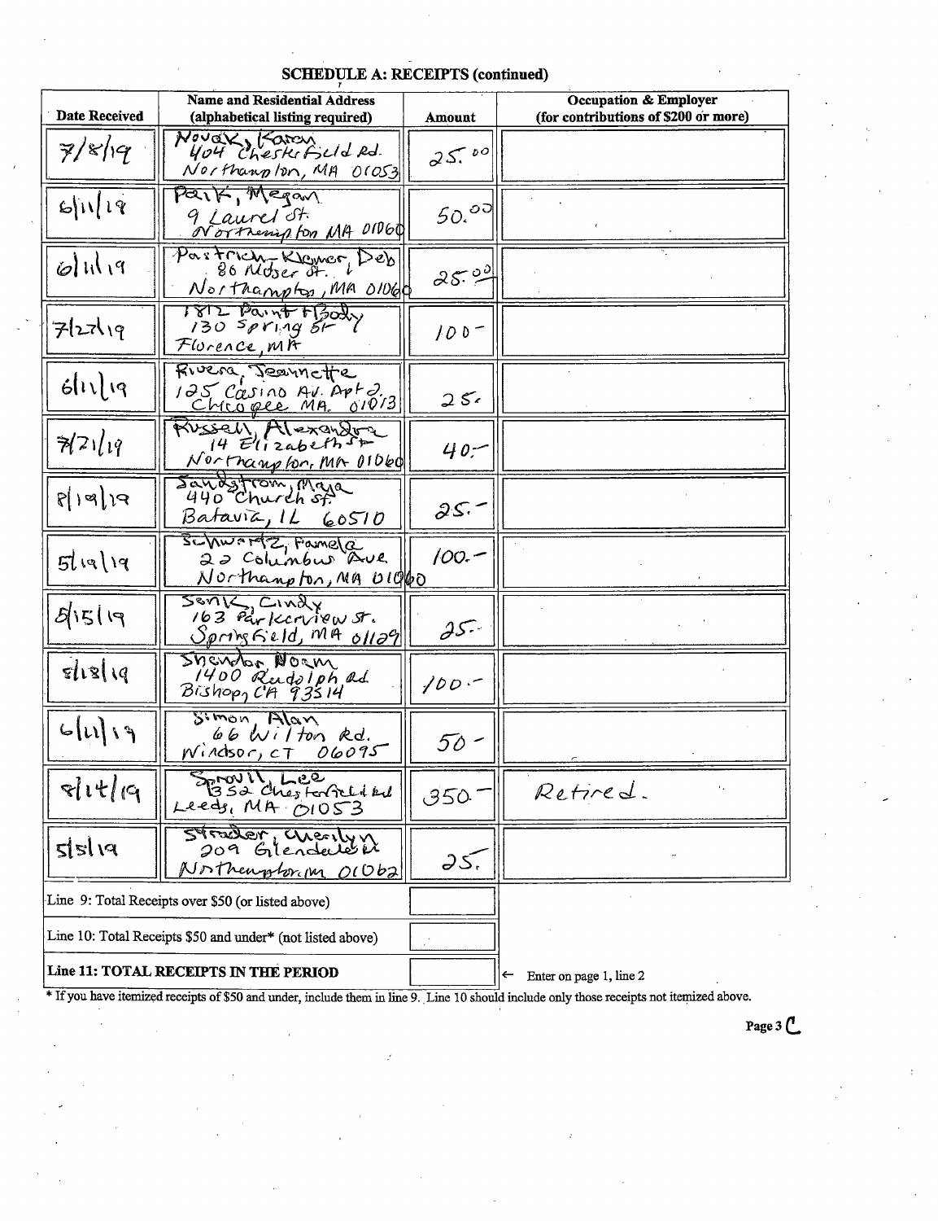## SCHEDULE A: RECEIPTS (continued)

| Date Received | Name and Residential Address (alphabetical listing required) | Amount | Occupation & Employer (for contributions of $200 or more) |
|---|---|---|---|
| 7/8/19 | Novak, Karen<br>404 Chesterfield Rd.<br>Northampton, MA 01053 | 25.00 | |
| 6/11/19 | Park, Megan<br>9 Laurel St.<br>Northampton MA 01060 | 50.00 | |
| 6/11/19 | Partrick-Kremer, Deb<br>80 Moser St.<br>Northampton, MA 01060 | 25.00 | |
| 7/22/19 | 1812 Paint & Body<br>130 Spring St<br>Florence, MA | 100- | |
| 6/11/19 | Rivera, Jeannette<br>125 Casino Av. Apt 2.<br>Chicopee MA. 01013 | 25. | |
| 7/21/19 | Russell, Alexandra<br>14 Elizabeth St<br>Northampton, MA 01060 | 40.- | |
| 8/19/19 | Sandstrom, Maja<br>440 Church St.<br>Batavia, IL 60510 | 25.- | |
| 5/19/19 | Schwartz, Pamela<br>22 Columbus Ave.<br>Northampton, MA 01060 | 100.- | |
| 5/15/19 | Senk, Cindy<br>163 Parkerview St.<br>Springfield, MA 01129 | 25.- | |
| 8/18/19 | Shendor, Norm<br>1400 Rudolph Rd.<br>Bishop, CA 93514 | 100.- | |
| 6/11/19 | Simon, Alan<br>66 Wilton Rd.<br>Windsor, CT 06095 | 50 - | |
| 8/14/19 | Sprovil, Lee<br>1352 Chesterfield Rd<br>Leeds, MA 01053 | 350.- | Retired. |
| 5/5/19 | Strader, Cherilyn<br>209 Glendale Rd<br>Northampton, MA 01062 | 25. | |
| Line 9: Total Receipts over $50 (or listed above) | | | |
| Line 10: Total Receipts $50 and under* (not listed above) | | | |
| **Line 11: TOTAL RECEIPTS IN THE PERIOD** | | | ← Enter on page 1, line 2 |

* If you have itemized receipts of $50 and under, include them in line 9. Line 10 should include only those receipts not itemized above.

Page 3 C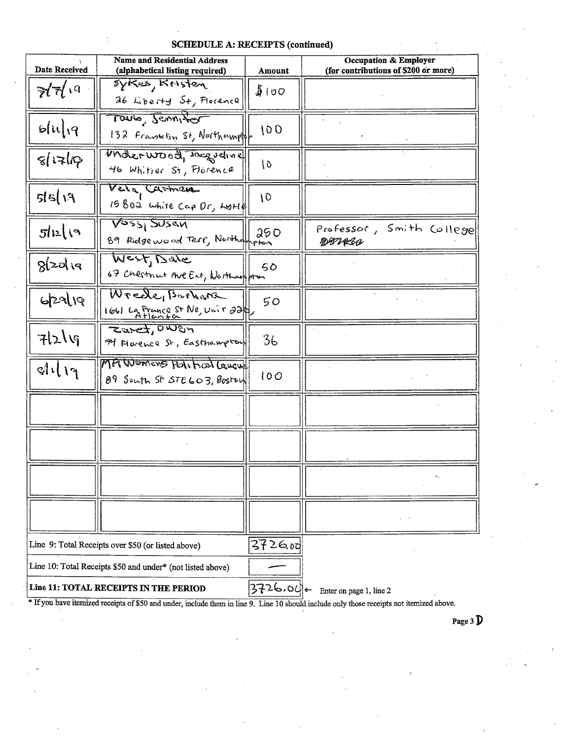## SCHEDULE A: RECEIPTS (continued)

| Date Received | Name and Residential Address (alphabetical listing required) | Amount | Occupation & Employer (for contributions of $200 or more) |
|---|---|---|---|
| 7/7/19 | Sykes, Kristen<br>26 Liberty St, Florence | $100 | |
| 6/11/19 | Toulo, Jennifer<br>132 Franklin St, Northampton | 100 | |
| 8/17/19 | Underwood, Jacqueline<br>46 Whitier St, Florence | 10 | |
| 5/5/19 | Vela, Carmen<br>15802 White Cap Dr, LWH | 10 | |
| 5/12/19 | Voss, Susan<br>89 Ridgewood Terr, Northampton | 250 | Professor, Smith College |
| 8/20/19 | West, Dale<br>67 Chestnut Ave Ext, Northampton | 50 | |
| 6/29/19 | Wrede, Barbara<br>1661 La France St Ne, Unit 220, Atlanta | 50 | |
| 7/2/19 | Zaret, Owen<br>71 Florence St, Easthampton | 36 | |
| 8/1/19 | MA Womens Political Caucus<br>89 South St STE603, Boston | 100 | |
| | | | |
| | | | |
| | | | |
| | | | |

| | |
|---|---|
| Line 9: Total Receipts over $50 (or listed above) | 3726.00 |
| Line 10: Total Receipts $50 and under* (not listed above) | — |
| **Line 11: TOTAL RECEIPTS IN THE PERIOD** | 3726.00 ← Enter on page 1, line 2 |

* If you have itemized receipts of $50 and under, include them in line 9. Line 10 should include only those receipts not itemized above.

Page 3 D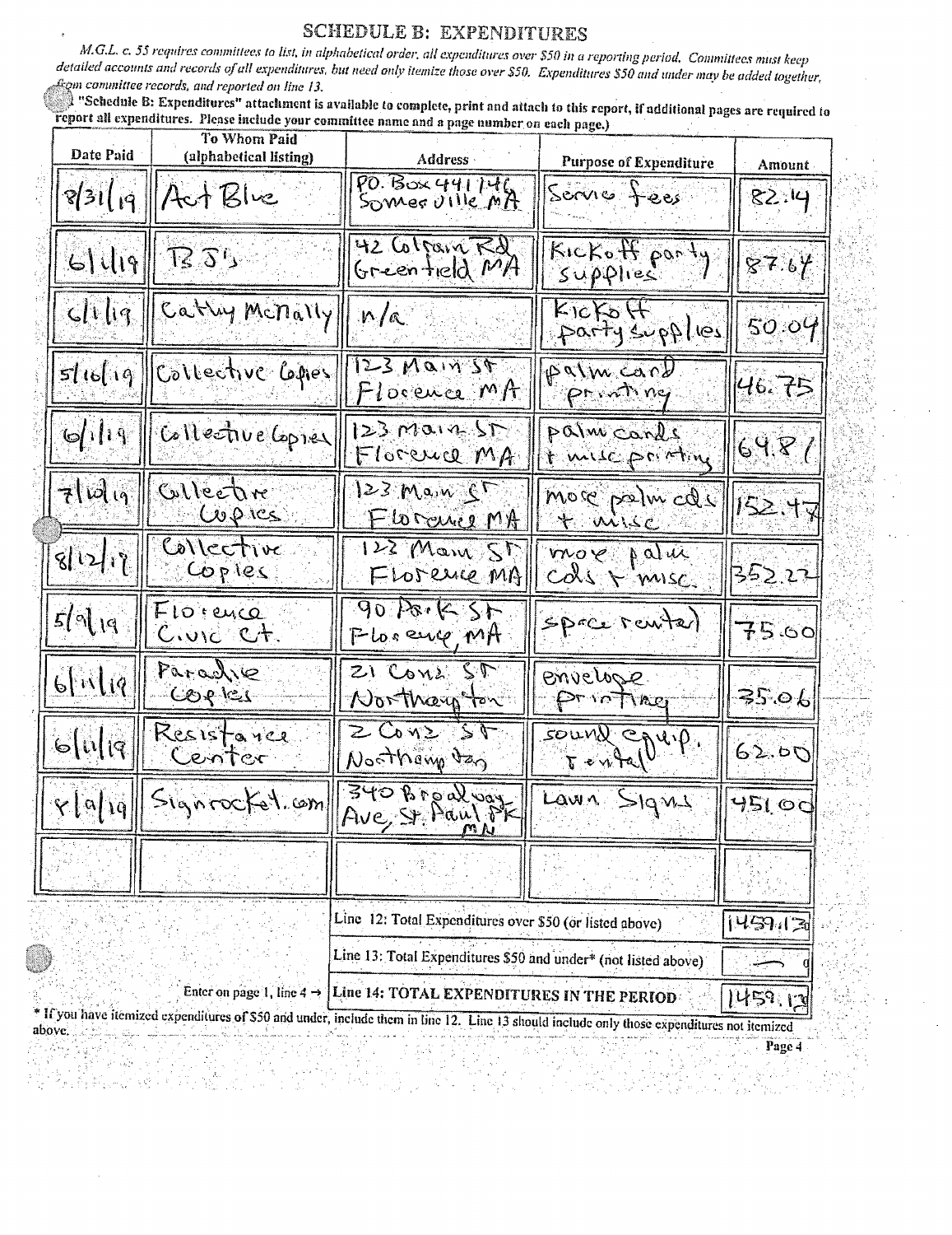# SCHEDULE B: EXPENDITURES

*M.G.L. c. 55 requires committees to list, in alphabetical order, all expenditures over $50 in a reporting period. Committees must keep detailed accounts and records of all expenditures, but need only itemize those over $50. Expenditures $50 and under may be added together, from committee records, and reported on line 13.*

(A "Schedule B: Expenditures" attachment is available to complete, print and attach to this report, if additional pages are required to report all expenditures. Please include your committee name and a page number on each page.)

| Date Paid | To Whom Paid (alphabetical listing) | Address | Purpose of Expenditure | Amount |
|---|---|---|---|---|
| 8/31/19 | Act Blue | PO. Box 441146 Somerville MA | Service fees | 82.14 |
| 6/1/19 | BSJ's | 42 Colrain Rd Greenfield MA | Kickoff party supplies | 87.64 |
| 6/1/19 | Cathy McNally | n/a | Kickoff party supplies | 50.04 |
| 5/16/19 | Collective Copies | 123 Main St Florence MA | palm card printing | 46.75 |
| 6/1/19 | Collective Copies | 123 Main St Florence MA | palm cards + misc printing | 69.81 |
| 7/10/19 | Collective Copies | 123 Main St Florence MA | more palm cds + misc | 152.47 |
| 8/12/19 | Collective Copies | 123 Main St Florence MA | more palm cds + misc. | 352.27 |
| 5/9/19 | Florence Civic Ct. | 90 Park St Florence, MA | space rental | 75.00 |
| 6/11/19 | Paradise Copies | 21 Cons St Northampton | envelope printing | 35.06 |
| 6/11/19 | Resistance Center | 2 Cons St Northampton | sound equip. rental | 62.00 |
| 8/9/19 | Signrocket.com | 340 Broadway Ave, St. Paul Pk MN | Lawn Signs | 451.00 |
| | | | | |

| | |
|---|---|
| Line 12: Total Expenditures over $50 (or listed above) | 1459.13 |
| Line 13: Total Expenditures $50 and under* (not listed above) | — 0 |
| Enter on page 1, line 4 → Line 14: TOTAL EXPENDITURES IN THE PERIOD | 1459.13 |

\* If you have itemized expenditures of $50 and under, include them in line 12. Line 13 should include only those expenditures not itemized above.

Page 4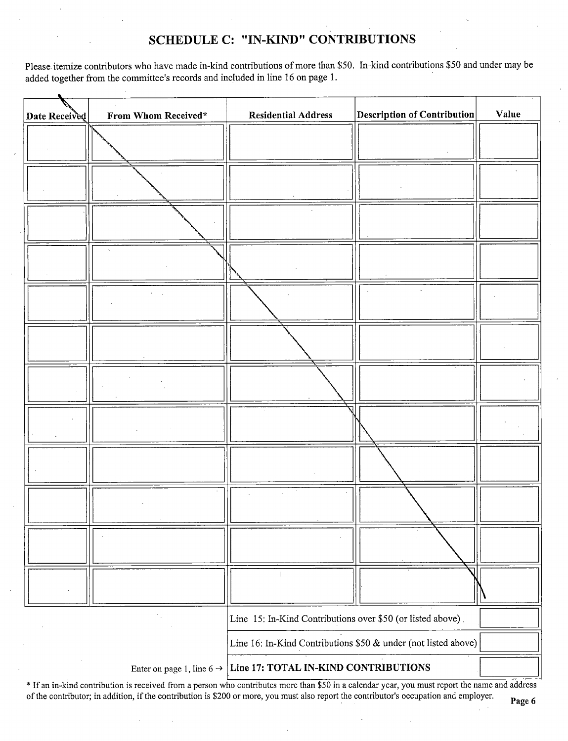## SCHEDULE C: "IN-KIND" CONTRIBUTIONS

Please itemize contributors who have made in-kind contributions of more than $50. In-kind contributions $50 and under may be added together from the committee's records and included in line 16 on page 1.

| Date Received | From Whom Received* | Residential Address | Description of Contribution | Value |
|---|---|---|---|---|
| | | | | |
| | | | | |
| | | | | |
| | | | | |
| | | | | |
| | | | | |
| | | | | |
| | | | | |
| | | | | |
| | | | | |
| | | | | |
| | | | | |

| | |
|---|---|
| Line 15: In-Kind Contributions over $50 (or listed above) | |
| Line 16: In-Kind Contributions $50 & under (not listed above) | |
| Enter on page 1, line 6 → **Line 17: TOTAL IN-KIND CONTRIBUTIONS** | |

* If an in-kind contribution is received from a person who contributes more than $50 in a calendar year, you must report the name and address of the contributor; in addition, if the contribution is $200 or more, you must also report the contributor's occupation and employer.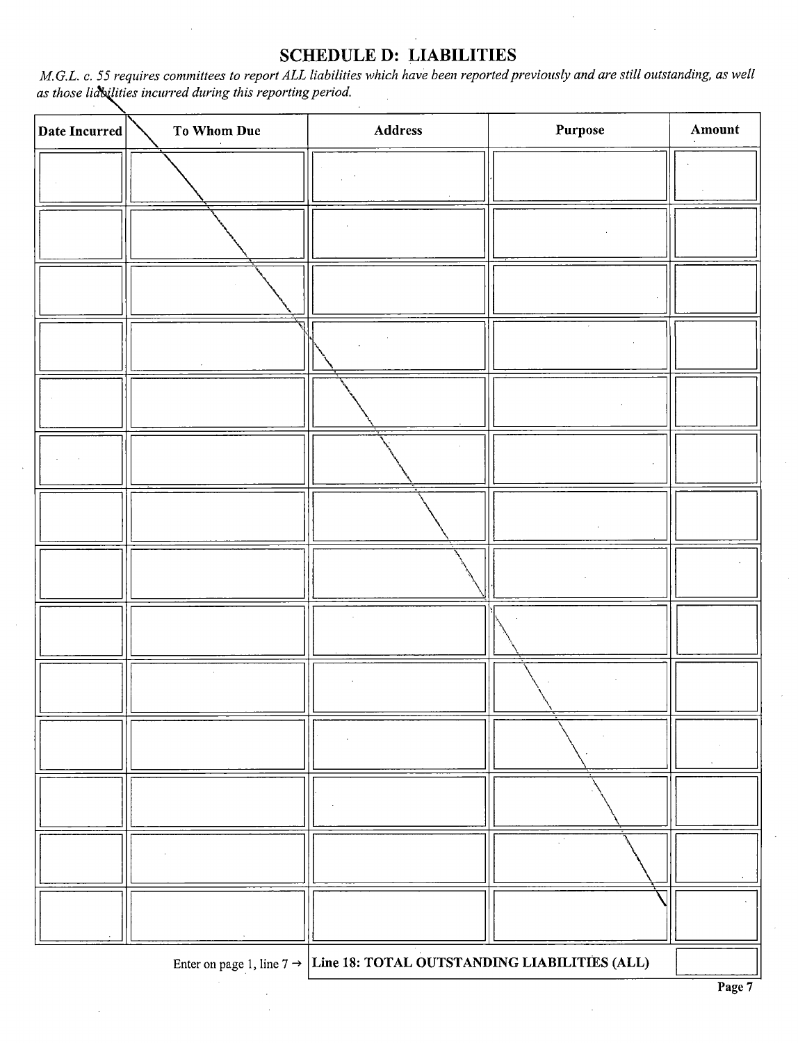## SCHEDULE D: LIABILITIES

*M.G.L. c. 55 requires committees to report ALL liabilities which have been reported previously and are still outstanding, as well as those liabilities incurred during this reporting period.*

| Date Incurred | To Whom Due | Address | Purpose | Amount |
|---|---|---|---|---|
| | | | | |
| | | | | |
| | | | | |
| | | | | |
| | | | | |
| | | | | |
| | | | | |
| | | | | |
| | | | | |
| | | | | |
| | | | | |
| | | | | |
| | | | | |
| | | | | |

Enter on page 1, line 7 → **Line 18: TOTAL OUTSTANDING LIABILITIES (ALL)**